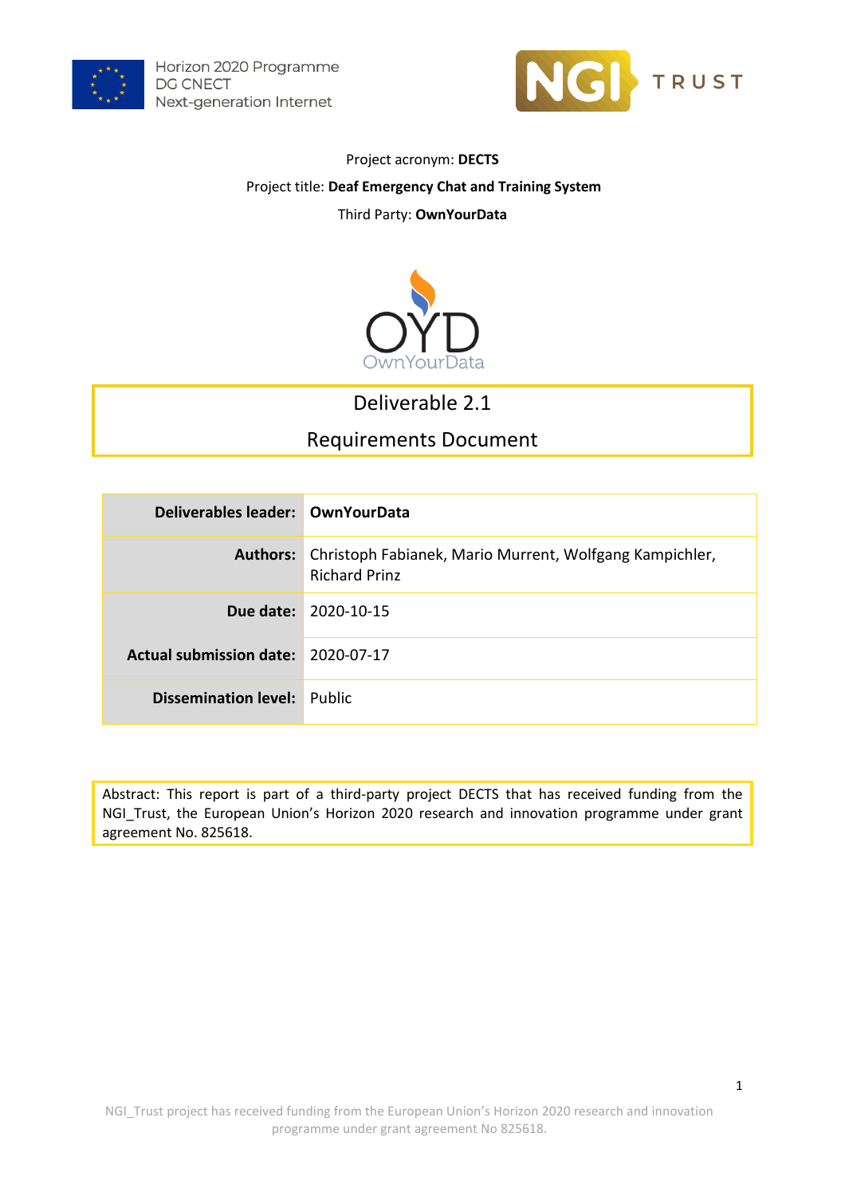Horizon 2020 Programme
DG CNECT
Next-generation Internet

Project acronym: **DECTS**

Project title: **Deaf Emergency Chat and Training System**

Third Party: **OwnYourData**

# Deliverable 2.1

# Requirements Document

| | |
|---|---|
| **Deliverables leader:** | **OwnYourData** |
| **Authors:** | Christoph Fabianek, Mario Murrent, Wolfgang Kampichler, Richard Prinz |
| **Due date:** | 2020-10-15 |
| **Actual submission date:** | 2020-07-17 |
| **Dissemination level:** | Public |

Abstract: This report is part of a third-party project DECTS that has received funding from the NGI_Trust, the European Union's Horizon 2020 research and innovation programme under grant agreement No. 825618.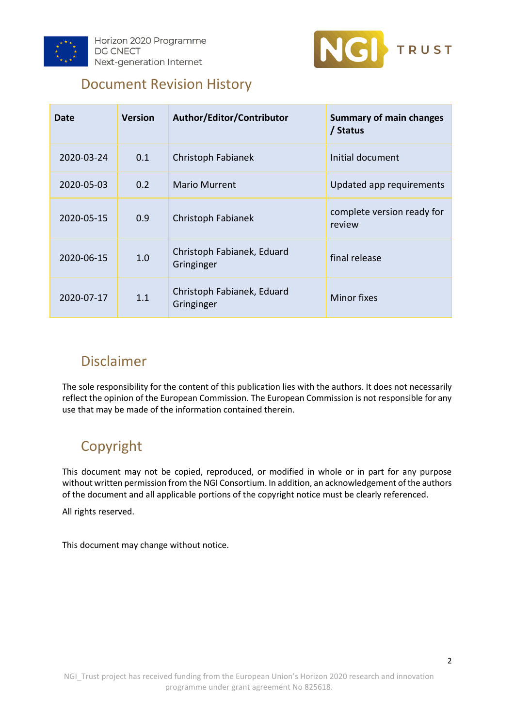## Document Revision History

| Date | Version | Author/Editor/Contributor | Summary of main changes / Status |
|---|---|---|---|
| 2020-03-24 | 0.1 | Christoph Fabianek | Initial document |
| 2020-05-03 | 0.2 | Mario Murrent | Updated app requirements |
| 2020-05-15 | 0.9 | Christoph Fabianek | complete version ready for review |
| 2020-06-15 | 1.0 | Christoph Fabianek, Eduard Gringinger | final release |
| 2020-07-17 | 1.1 | Christoph Fabianek, Eduard Gringinger | Minor fixes |

## Disclaimer

The sole responsibility for the content of this publication lies with the authors. It does not necessarily reflect the opinion of the European Commission. The European Commission is not responsible for any use that may be made of the information contained therein.

## Copyright

This document may not be copied, reproduced, or modified in whole or in part for any purpose without written permission from the NGI Consortium. In addition, an acknowledgement of the authors of the document and all applicable portions of the copyright notice must be clearly referenced.

All rights reserved.

This document may change without notice.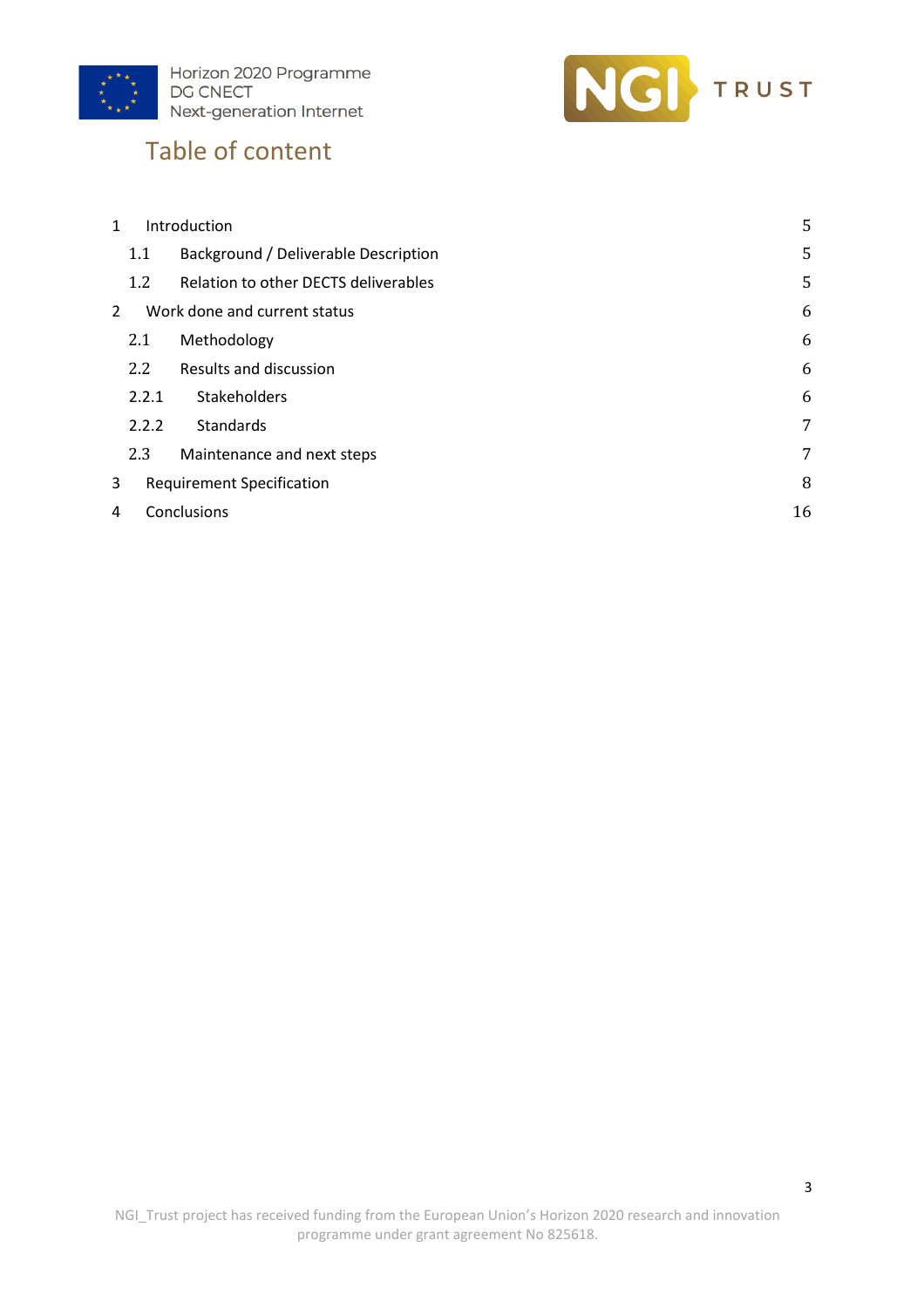# Table of content

| | | |
|---|---|---|
| 1 | Introduction | 5 |
| 1.1 | Background / Deliverable Description | 5 |
| 1.2 | Relation to other DECTS deliverables | 5 |
| 2 | Work done and current status | 6 |
| 2.1 | Methodology | 6 |
| 2.2 | Results and discussion | 6 |
| 2.2.1 | Stakeholders | 6 |
| 2.2.2 | Standards | 7 |
| 2.3 | Maintenance and next steps | 7 |
| 3 | Requirement Specification | 8 |
| 4 | Conclusions | 16 |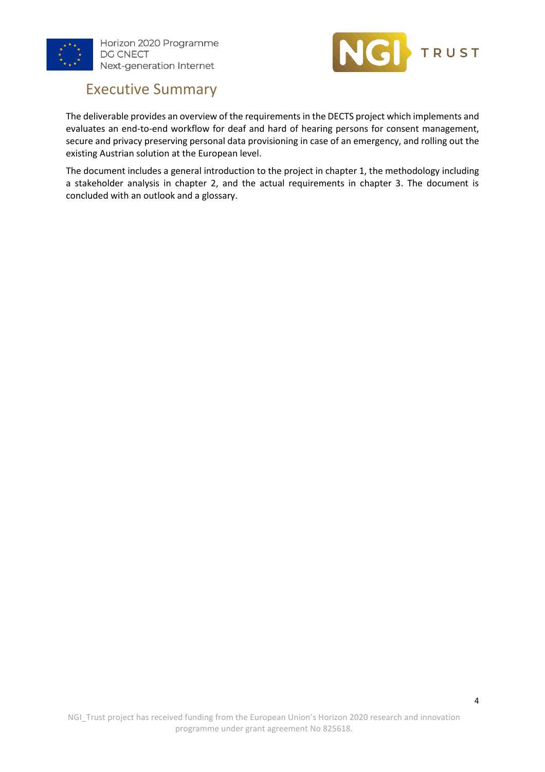# Executive Summary

The deliverable provides an overview of the requirements in the DECTS project which implements and evaluates an end-to-end workflow for deaf and hard of hearing persons for consent management, secure and privacy preserving personal data provisioning in case of an emergency, and rolling out the existing Austrian solution at the European level.

The document includes a general introduction to the project in chapter 1, the methodology including a stakeholder analysis in chapter 2, and the actual requirements in chapter 3. The document is concluded with an outlook and a glossary.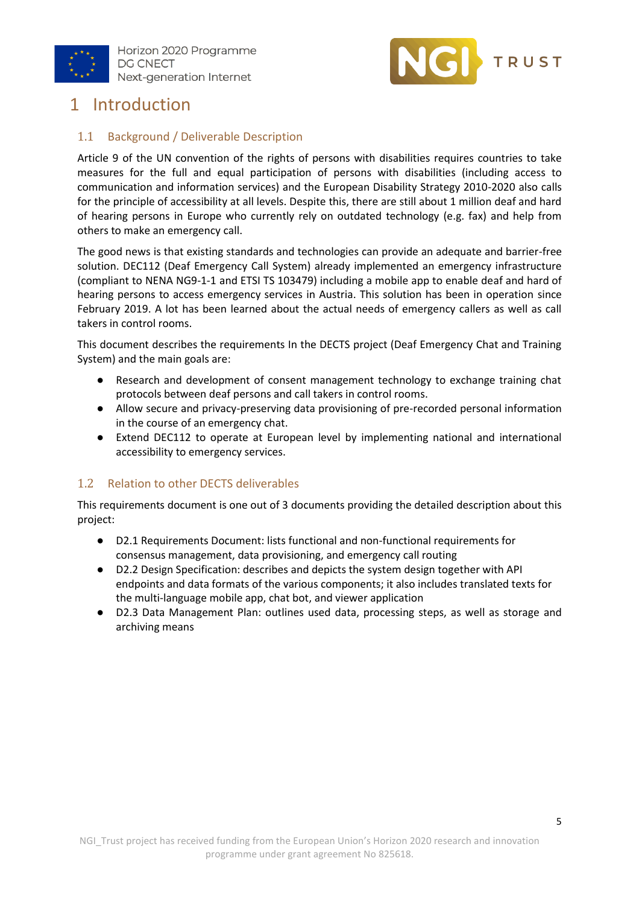# 1 Introduction

## 1.1 Background / Deliverable Description

Article 9 of the UN convention of the rights of persons with disabilities requires countries to take measures for the full and equal participation of persons with disabilities (including access to communication and information services) and the European Disability Strategy 2010-2020 also calls for the principle of accessibility at all levels. Despite this, there are still about 1 million deaf and hard of hearing persons in Europe who currently rely on outdated technology (e.g. fax) and help from others to make an emergency call.

The good news is that existing standards and technologies can provide an adequate and barrier-free solution. DEC112 (Deaf Emergency Call System) already implemented an emergency infrastructure (compliant to NENA NG9-1-1 and ETSI TS 103479) including a mobile app to enable deaf and hard of hearing persons to access emergency services in Austria. This solution has been in operation since February 2019. A lot has been learned about the actual needs of emergency callers as well as call takers in control rooms.

This document describes the requirements In the DECTS project (Deaf Emergency Chat and Training System) and the main goals are:

- Research and development of consent management technology to exchange training chat protocols between deaf persons and call takers in control rooms.
- Allow secure and privacy-preserving data provisioning of pre-recorded personal information in the course of an emergency chat.
- Extend DEC112 to operate at European level by implementing national and international accessibility to emergency services.

## 1.2 Relation to other DECTS deliverables

This requirements document is one out of 3 documents providing the detailed description about this project:

- D2.1 Requirements Document: lists functional and non-functional requirements for consensus management, data provisioning, and emergency call routing
- D2.2 Design Specification: describes and depicts the system design together with API endpoints and data formats of the various components; it also includes translated texts for the multi-language mobile app, chat bot, and viewer application
- D2.3 Data Management Plan: outlines used data, processing steps, as well as storage and archiving means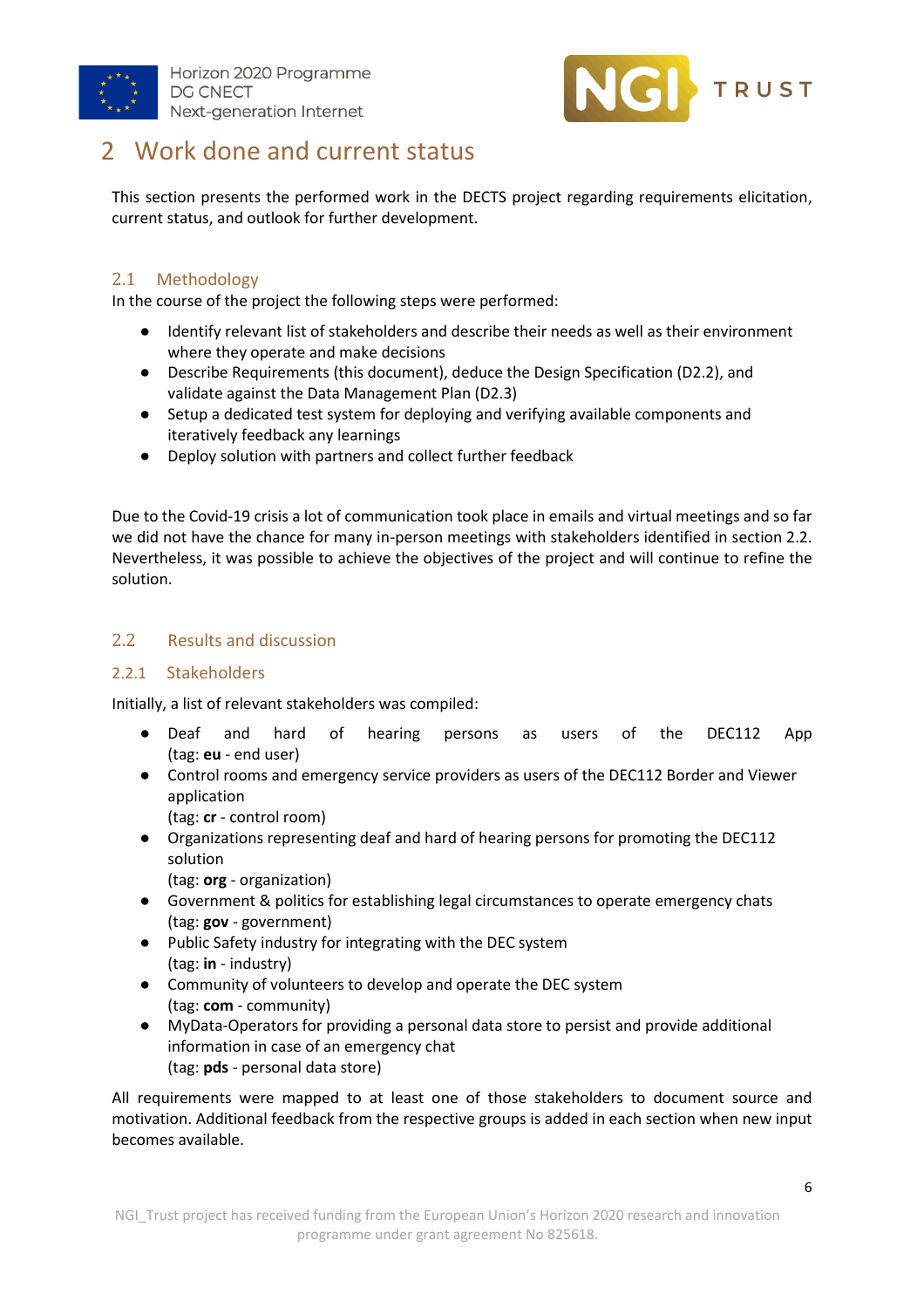# 2 Work done and current status

This section presents the performed work in the DECTS project regarding requirements elicitation, current status, and outlook for further development.

## 2.1 Methodology

In the course of the project the following steps were performed:

- Identify relevant list of stakeholders and describe their needs as well as their environment where they operate and make decisions
- Describe Requirements (this document), deduce the Design Specification (D2.2), and validate against the Data Management Plan (D2.3)
- Setup a dedicated test system for deploying and verifying available components and iteratively feedback any learnings
- Deploy solution with partners and collect further feedback

Due to the Covid-19 crisis a lot of communication took place in emails and virtual meetings and so far we did not have the chance for many in-person meetings with stakeholders identified in section 2.2. Nevertheless, it was possible to achieve the objectives of the project and will continue to refine the solution.

## 2.2 Results and discussion

### 2.2.1 Stakeholders

Initially, a list of relevant stakeholders was compiled:

- Deaf and hard of hearing persons as users of the DEC112 App (tag: **eu** - end user)
- Control rooms and emergency service providers as users of the DEC112 Border and Viewer application  
  (tag: **cr** - control room)
- Organizations representing deaf and hard of hearing persons for promoting the DEC112 solution  
  (tag: **org** - organization)
- Government & politics for establishing legal circumstances to operate emergency chats  
  (tag: **gov** - government)
- Public Safety industry for integrating with the DEC system  
  (tag: **in** - industry)
- Community of volunteers to develop and operate the DEC system  
  (tag: **com** - community)
- MyData-Operators for providing a personal data store to persist and provide additional information in case of an emergency chat  
  (tag: **pds** - personal data store)

All requirements were mapped to at least one of those stakeholders to document source and motivation. Additional feedback from the respective groups is added in each section when new input becomes available.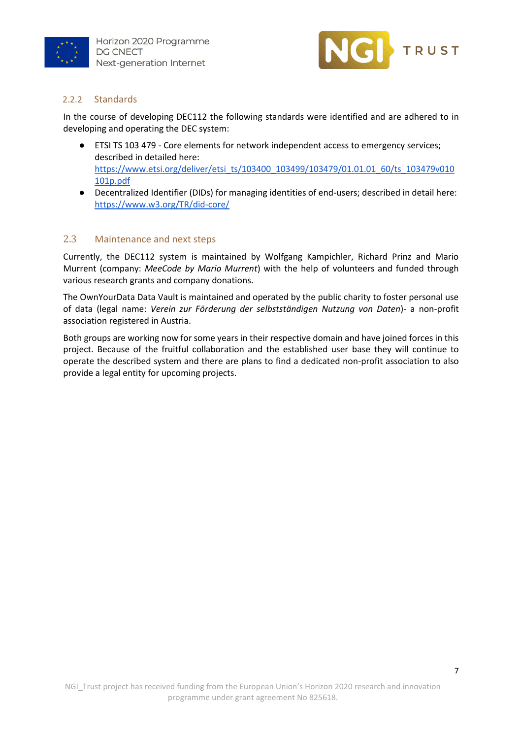### 2.2.2 Standards

In the course of developing DEC112 the following standards were identified and are adhered to in developing and operating the DEC system:

- ETSI TS 103 479 - Core elements for network independent access to emergency services; described in detailed here: [https://www.etsi.org/deliver/etsi_ts/103400_103499/103479/01.01.01_60/ts_103479v010101p.pdf](https://www.etsi.org/deliver/etsi_ts/103400_103499/103479/01.01.01_60/ts_103479v010101p.pdf)
- Decentralized Identifier (DIDs) for managing identities of end-users; described in detail here: [https://www.w3.org/TR/did-core/](https://www.w3.org/TR/did-core/)

## 2.3 Maintenance and next steps

Currently, the DEC112 system is maintained by Wolfgang Kampichler, Richard Prinz and Mario Murrent (company: *MeeCode by Mario Murrent*) with the help of volunteers and funded through various research grants and company donations.

The OwnYourData Data Vault is maintained and operated by the public charity to foster personal use of data (legal name: *Verein zur Förderung der selbstständigen Nutzung von Daten*)- a non-profit association registered in Austria.

Both groups are working now for some years in their respective domain and have joined forces in this project. Because of the fruitful collaboration and the established user base they will continue to operate the described system and there are plans to find a dedicated non-profit association to also provide a legal entity for upcoming projects.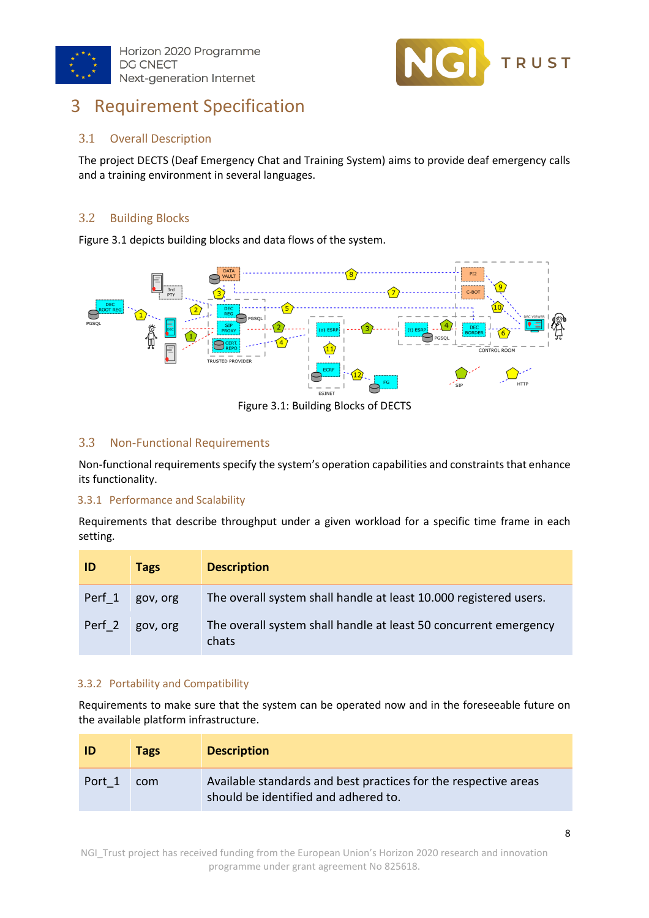# 3 Requirement Specification

## 3.1 Overall Description

The project DECTS (Deaf Emergency Chat and Training System) aims to provide deaf emergency calls and a training environment in several languages.

## 3.2 Building Blocks

Figure 3.1 depicts building blocks and data flows of the system.

Figure 3.1: Building Blocks of DECTS

## 3.3 Non-Functional Requirements

Non-functional requirements specify the system's operation capabilities and constraints that enhance its functionality.

### 3.3.1 Performance and Scalability

Requirements that describe throughput under a given workload for a specific time frame in each setting.

| ID | Tags | Description |
|---|---|---|
| Perf_1 | gov, org | The overall system shall handle at least 10.000 registered users. |
| Perf_2 | gov, org | The overall system shall handle at least 50 concurrent emergency chats |

### 3.3.2 Portability and Compatibility

Requirements to make sure that the system can be operated now and in the foreseeable future on the available platform infrastructure.

| ID | Tags | Description |
|---|---|---|
| Port_1 | com | Available standards and best practices for the respective areas should be identified and adhered to. |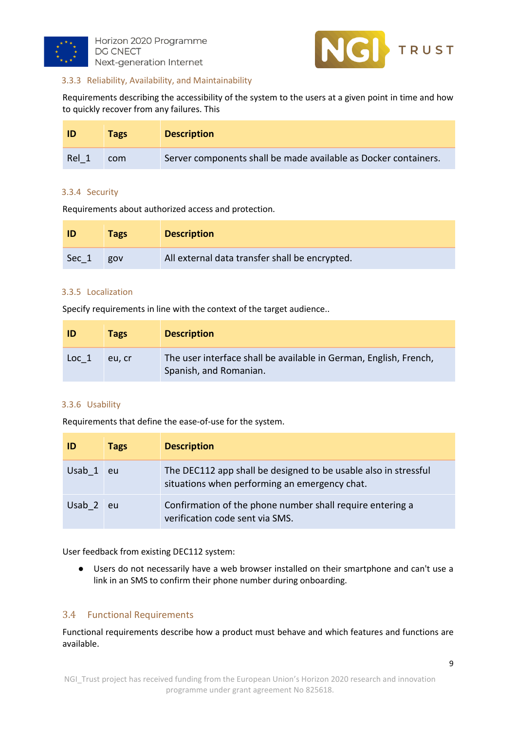### 3.3.3 Reliability, Availability, and Maintainability

Requirements describing the accessibility of the system to the users at a given point in time and how to quickly recover from any failures. This

| ID | Tags | Description |
|---|---|---|
| Rel_1 | com | Server components shall be made available as Docker containers. |

### 3.3.4 Security

Requirements about authorized access and protection.

| ID | Tags | Description |
|---|---|---|
| Sec_1 | gov | All external data transfer shall be encrypted. |

### 3.3.5 Localization

Specify requirements in line with the context of the target audience..

| ID | Tags | Description |
|---|---|---|
| Loc_1 | eu, cr | The user interface shall be available in German, English, French, Spanish, and Romanian. |

### 3.3.6 Usability

Requirements that define the ease-of-use for the system.

| ID | Tags | Description |
|---|---|---|
| Usab_1 | eu | The DEC112 app shall be designed to be usable also in stressful situations when performing an emergency chat. |
| Usab_2 | eu | Confirmation of the phone number shall require entering a verification code sent via SMS. |

User feedback from existing DEC112 system:

- Users do not necessarily have a web browser installed on their smartphone and can't use a link in an SMS to confirm their phone number during onboarding.

## 3.4 Functional Requirements

Functional requirements describe how a product must behave and which features and functions are available.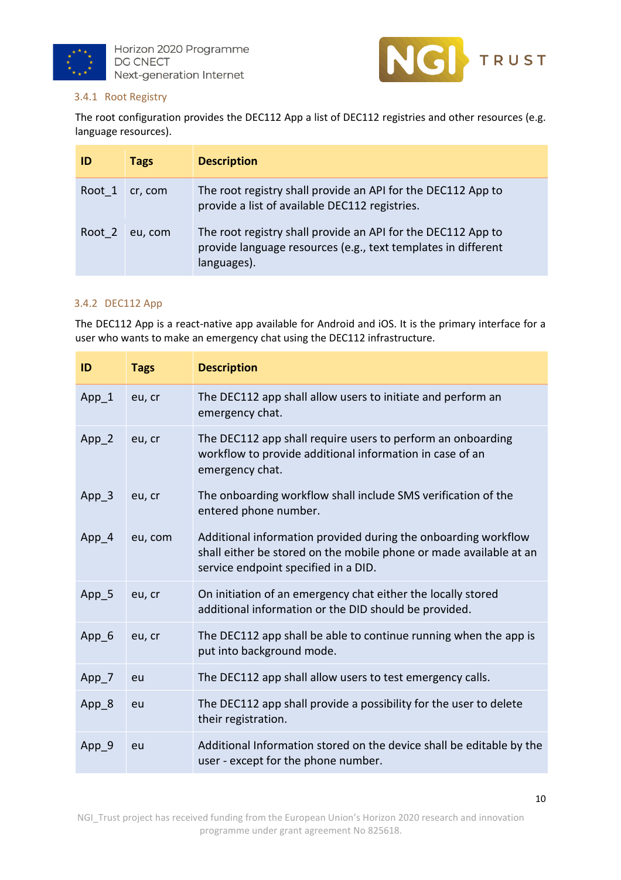### 3.4.1 Root Registry

The root configuration provides the DEC112 App a list of DEC112 registries and other resources (e.g. language resources).

| ID | Tags | Description |
| --- | --- | --- |
| Root_1 | cr, com | The root registry shall provide an API for the DEC112 App to provide a list of available DEC112 registries. |
| Root_2 | eu, com | The root registry shall provide an API for the DEC112 App to provide language resources (e.g., text templates in different languages). |

### 3.4.2 DEC112 App

The DEC112 App is a react-native app available for Android and iOS. It is the primary interface for a user who wants to make an emergency chat using the DEC112 infrastructure.

| ID | Tags | Description |
| --- | --- | --- |
| App_1 | eu, cr | The DEC112 app shall allow users to initiate and perform an emergency chat. |
| App_2 | eu, cr | The DEC112 app shall require users to perform an onboarding workflow to provide additional information in case of an emergency chat. |
| App_3 | eu, cr | The onboarding workflow shall include SMS verification of the entered phone number. |
| App_4 | eu, com | Additional information provided during the onboarding workflow shall either be stored on the mobile phone or made available at an service endpoint specified in a DID. |
| App_5 | eu, cr | On initiation of an emergency chat either the locally stored additional information or the DID should be provided. |
| App_6 | eu, cr | The DEC112 app shall be able to continue running when the app is put into background mode. |
| App_7 | eu | The DEC112 app shall allow users to test emergency calls. |
| App_8 | eu | The DEC112 app shall provide a possibility for the user to delete their registration. |
| App_9 | eu | Additional Information stored on the device shall be editable by the user - except for the phone number. |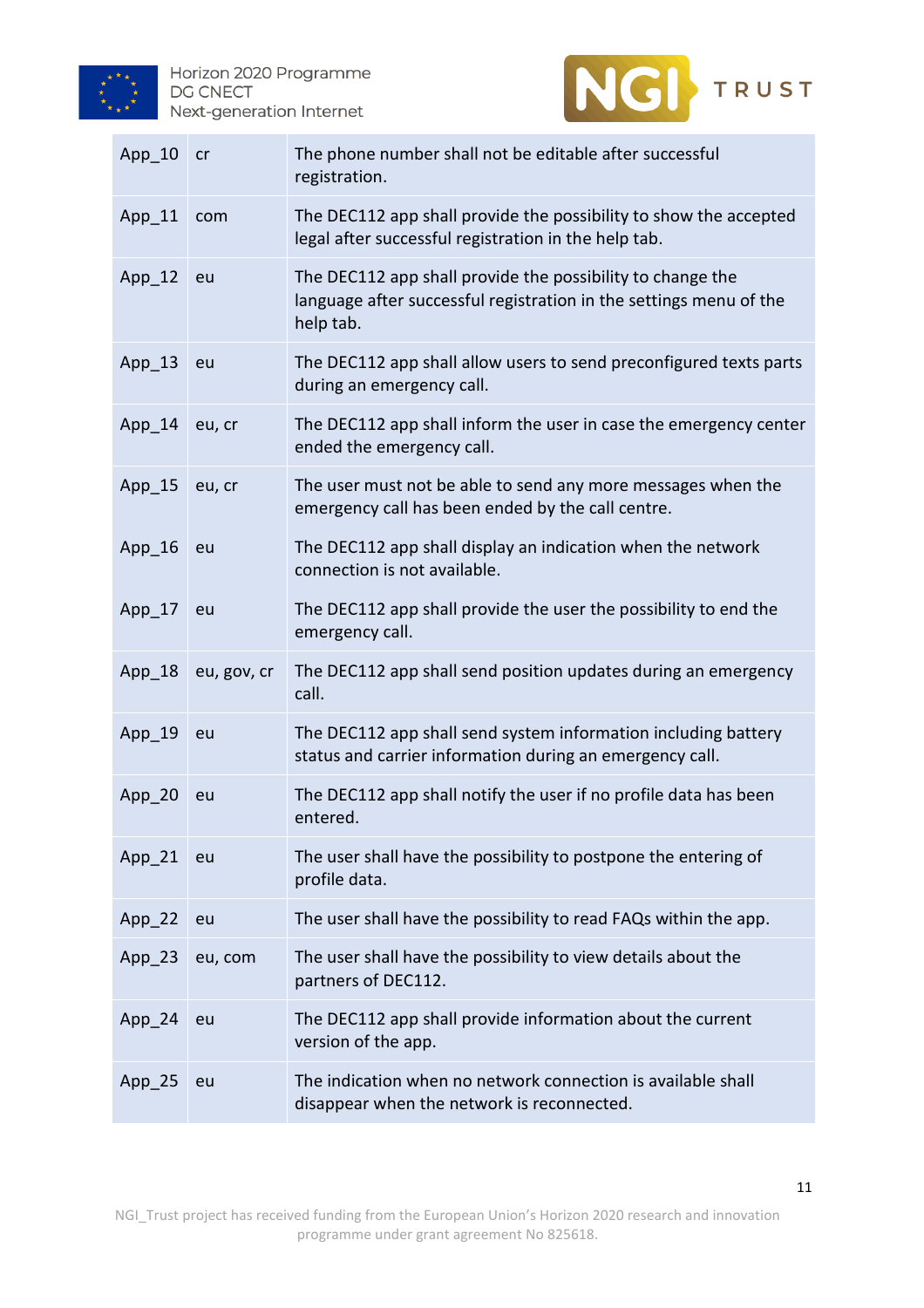| | | |
|---|---|---|
| App_10 | cr | The phone number shall not be editable after successful registration. |
| App_11 | com | The DEC112 app shall provide the possibility to show the accepted legal after successful registration in the help tab. |
| App_12 | eu | The DEC112 app shall provide the possibility to change the language after successful registration in the settings menu of the help tab. |
| App_13 | eu | The DEC112 app shall allow users to send preconfigured texts parts during an emergency call. |
| App_14 | eu, cr | The DEC112 app shall inform the user in case the emergency center ended the emergency call. |
| App_15 | eu, cr | The user must not be able to send any more messages when the emergency call has been ended by the call centre. |
| App_16 | eu | The DEC112 app shall display an indication when the network connection is not available. |
| App_17 | eu | The DEC112 app shall provide the user the possibility to end the emergency call. |
| App_18 | eu, gov, cr | The DEC112 app shall send position updates during an emergency call. |
| App_19 | eu | The DEC112 app shall send system information including battery status and carrier information during an emergency call. |
| App_20 | eu | The DEC112 app shall notify the user if no profile data has been entered. |
| App_21 | eu | The user shall have the possibility to postpone the entering of profile data. |
| App_22 | eu | The user shall have the possibility to read FAQs within the app. |
| App_23 | eu, com | The user shall have the possibility to view details about the partners of DEC112. |
| App_24 | eu | The DEC112 app shall provide information about the current version of the app. |
| App_25 | eu | The indication when no network connection is available shall disappear when the network is reconnected. |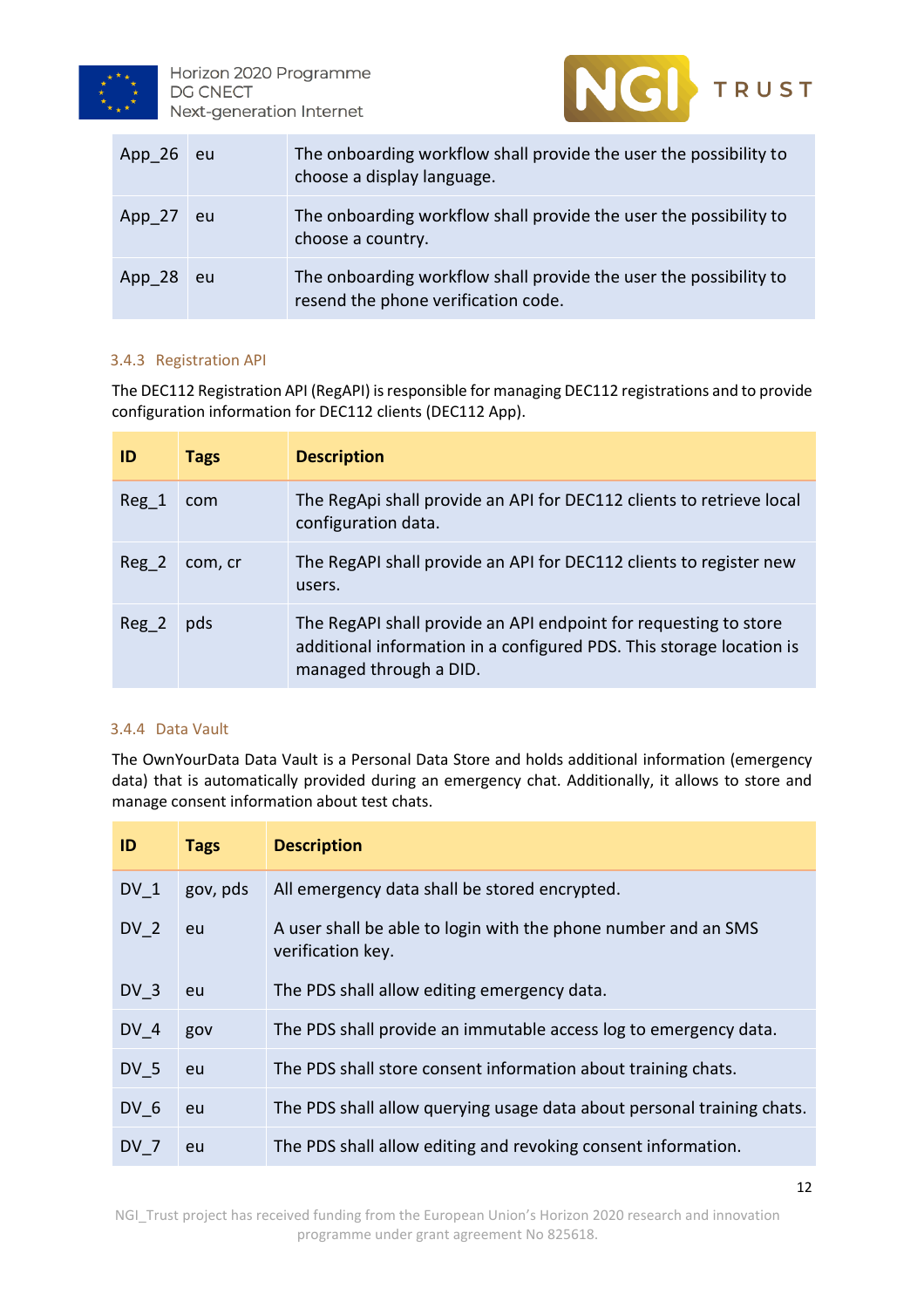| | | |
|---|---|---|
| App_26 | eu | The onboarding workflow shall provide the user the possibility to choose a display language. |
| App_27 | eu | The onboarding workflow shall provide the user the possibility to choose a country. |
| App_28 | eu | The onboarding workflow shall provide the user the possibility to resend the phone verification code. |

### 3.4.3 Registration API

The DEC112 Registration API (RegAPI) is responsible for managing DEC112 registrations and to provide configuration information for DEC112 clients (DEC112 App).

| ID | Tags | Description |
|---|---|---|
| Reg_1 | com | The RegApi shall provide an API for DEC112 clients to retrieve local configuration data. |
| Reg_2 | com, cr | The RegAPI shall provide an API for DEC112 clients to register new users. |
| Reg_2 | pds | The RegAPI shall provide an API endpoint for requesting to store additional information in a configured PDS. This storage location is managed through a DID. |

### 3.4.4 Data Vault

The OwnYourData Data Vault is a Personal Data Store and holds additional information (emergency data) that is automatically provided during an emergency chat. Additionally, it allows to store and manage consent information about test chats.

| ID | Tags | Description |
|---|---|---|
| DV_1 | gov, pds | All emergency data shall be stored encrypted. |
| DV_2 | eu | A user shall be able to login with the phone number and an SMS verification key. |
| DV_3 | eu | The PDS shall allow editing emergency data. |
| DV_4 | gov | The PDS shall provide an immutable access log to emergency data. |
| DV_5 | eu | The PDS shall store consent information about training chats. |
| DV_6 | eu | The PDS shall allow querying usage data about personal training chats. |
| DV_7 | eu | The PDS shall allow editing and revoking consent information. |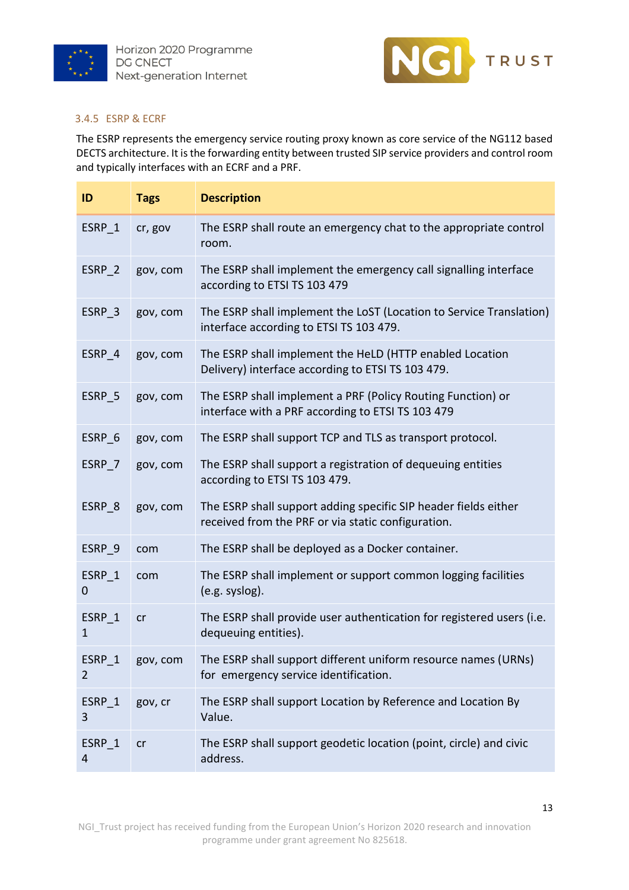### 3.4.5 ESRP & ECRF

The ESRP represents the emergency service routing proxy known as core service of the NG112 based DECTS architecture. It is the forwarding entity between trusted SIP service providers and control room and typically interfaces with an ECRF and a PRF.

| ID | Tags | Description |
|---|---|---|
| ESRP_1 | cr, gov | The ESRP shall route an emergency chat to the appropriate control room. |
| ESRP_2 | gov, com | The ESRP shall implement the emergency call signalling interface according to ETSI TS 103 479 |
| ESRP_3 | gov, com | The ESRP shall implement the LoST (Location to Service Translation) interface according to ETSI TS 103 479. |
| ESRP_4 | gov, com | The ESRP shall implement the HeLD (HTTP enabled Location Delivery) interface according to ETSI TS 103 479. |
| ESRP_5 | gov, com | The ESRP shall implement a PRF (Policy Routing Function) or interface with a PRF according to ETSI TS 103 479 |
| ESRP_6 | gov, com | The ESRP shall support TCP and TLS as transport protocol. |
| ESRP_7 | gov, com | The ESRP shall support a registration of dequeuing entities according to ETSI TS 103 479. |
| ESRP_8 | gov, com | The ESRP shall support adding specific SIP header fields either received from the PRF or via static configuration. |
| ESRP_9 | com | The ESRP shall be deployed as a Docker container. |
| ESRP_10 | com | The ESRP shall implement or support common logging facilities (e.g. syslog). |
| ESRP_11 | cr | The ESRP shall provide user authentication for registered users (i.e. dequeuing entities). |
| ESRP_12 | gov, com | The ESRP shall support different uniform resource names (URNs) for emergency service identification. |
| ESRP_13 | gov, cr | The ESRP shall support Location by Reference and Location By Value. |
| ESRP_14 | cr | The ESRP shall support geodetic location (point, circle) and civic address. |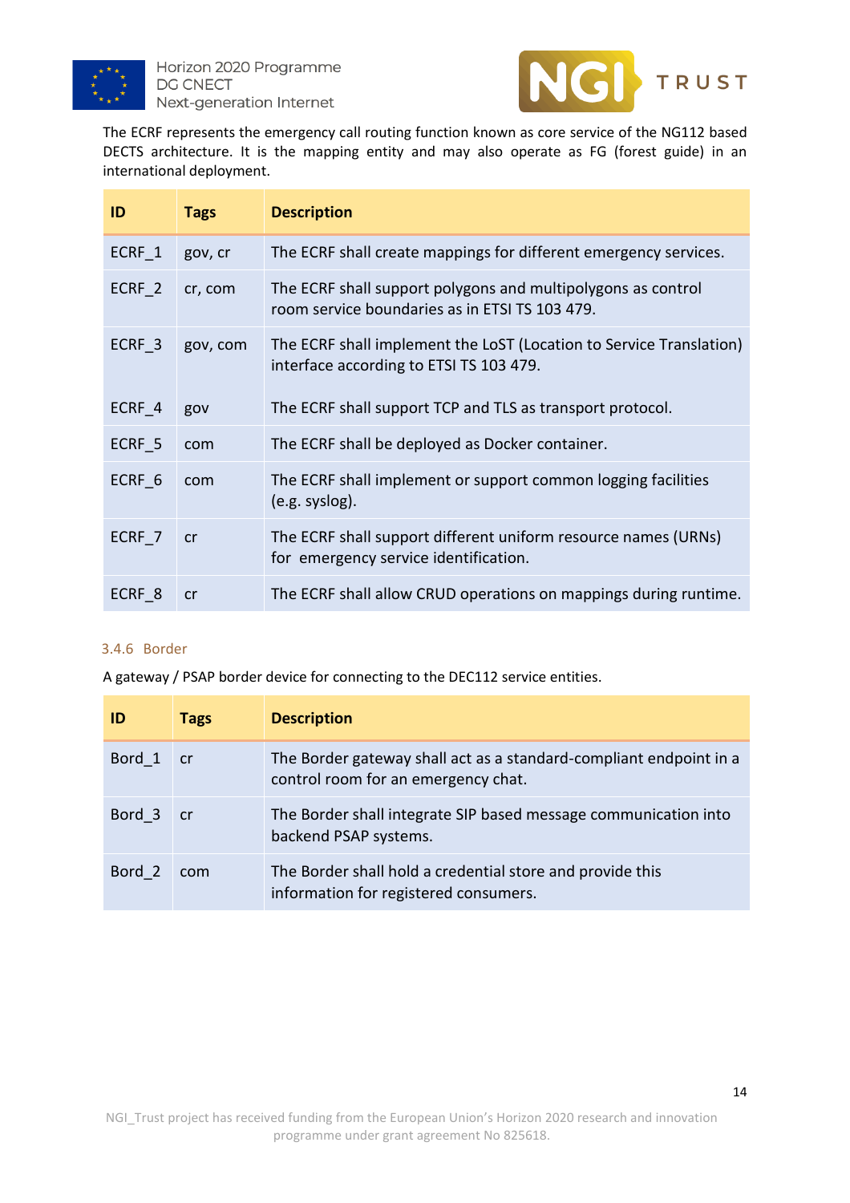The ECRF represents the emergency call routing function known as core service of the NG112 based DECTS architecture. It is the mapping entity and may also operate as FG (forest guide) in an international deployment.

| ID | Tags | Description |
|---|---|---|
| ECRF_1 | gov, cr | The ECRF shall create mappings for different emergency services. |
| ECRF_2 | cr, com | The ECRF shall support polygons and multipolygons as control room service boundaries as in ETSI TS 103 479. |
| ECRF_3 | gov, com | The ECRF shall implement the LoST (Location to Service Translation) interface according to ETSI TS 103 479. |
| ECRF_4 | gov | The ECRF shall support TCP and TLS as transport protocol. |
| ECRF_5 | com | The ECRF shall be deployed as Docker container. |
| ECRF_6 | com | The ECRF shall implement or support common logging facilities (e.g. syslog). |
| ECRF_7 | cr | The ECRF shall support different uniform resource names (URNs) for emergency service identification. |
| ECRF_8 | cr | The ECRF shall allow CRUD operations on mappings during runtime. |

### 3.4.6 Border

A gateway / PSAP border device for connecting to the DEC112 service entities.

| ID | Tags | Description |
|---|---|---|
| Bord_1 | cr | The Border gateway shall act as a standard-compliant endpoint in a control room for an emergency chat. |
| Bord_3 | cr | The Border shall integrate SIP based message communication into backend PSAP systems. |
| Bord_2 | com | The Border shall hold a credential store and provide this information for registered consumers. |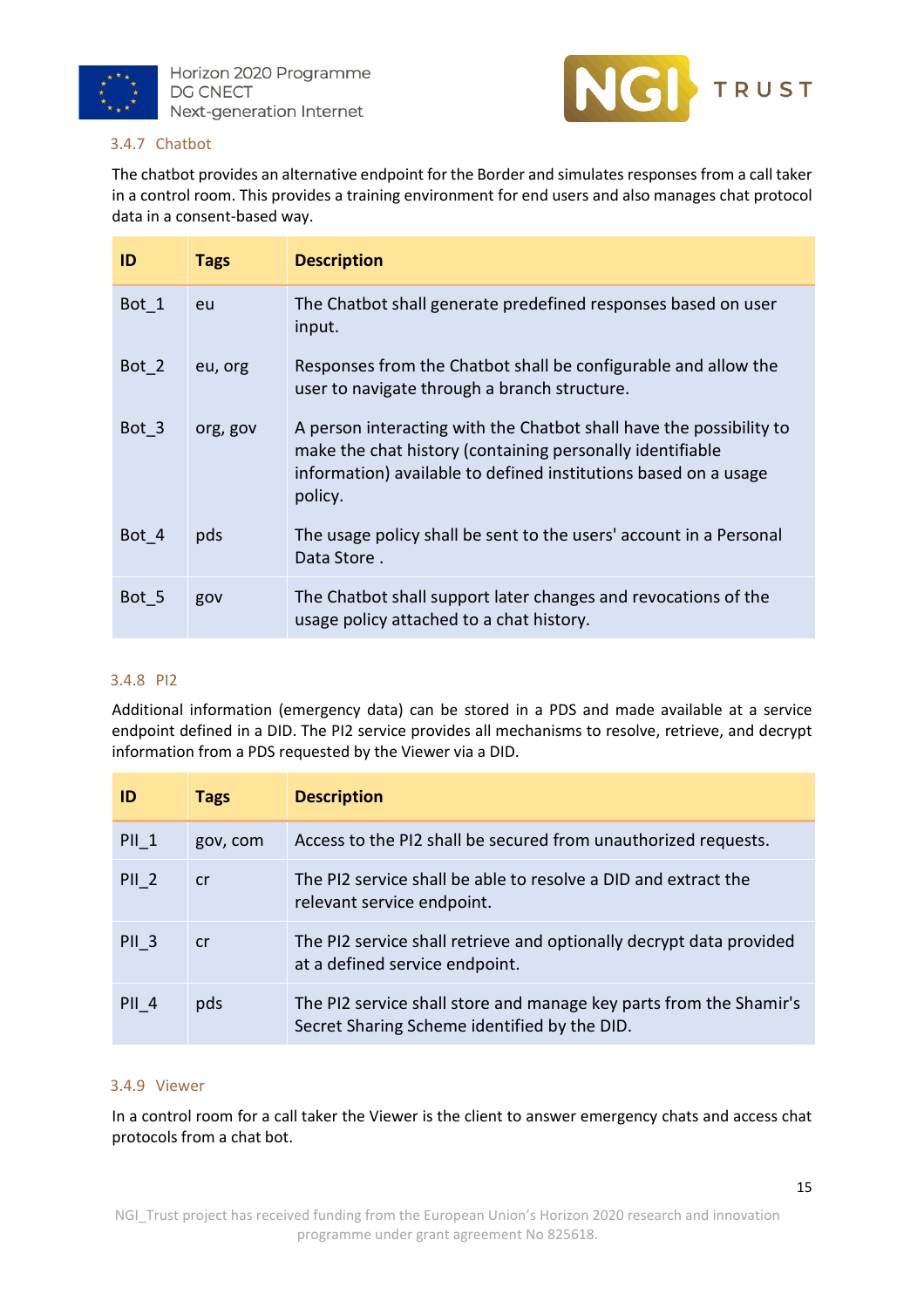### 3.4.7 Chatbot

The chatbot provides an alternative endpoint for the Border and simulates responses from a call taker in a control room. This provides a training environment for end users and also manages chat protocol data in a consent-based way.

| ID | Tags | Description |
|---|---|---|
| Bot_1 | eu | The Chatbot shall generate predefined responses based on user input. |
| Bot_2 | eu, org | Responses from the Chatbot shall be configurable and allow the user to navigate through a branch structure. |
| Bot_3 | org, gov | A person interacting with the Chatbot shall have the possibility to make the chat history (containing personally identifiable information) available to defined institutions based on a usage policy. |
| Bot_4 | pds | The usage policy shall be sent to the users' account in a Personal Data Store . |
| Bot_5 | gov | The Chatbot shall support later changes and revocations of the usage policy attached to a chat history. |

### 3.4.8 PI2

Additional information (emergency data) can be stored in a PDS and made available at a service endpoint defined in a DID. The PI2 service provides all mechanisms to resolve, retrieve, and decrypt information from a PDS requested by the Viewer via a DID.

| ID | Tags | Description |
|---|---|---|
| PII_1 | gov, com | Access to the PI2 shall be secured from unauthorized requests. |
| PII_2 | cr | The PI2 service shall be able to resolve a DID and extract the relevant service endpoint. |
| PII_3 | cr | The PI2 service shall retrieve and optionally decrypt data provided at a defined service endpoint. |
| PII_4 | pds | The PI2 service shall store and manage key parts from the Shamir's Secret Sharing Scheme identified by the DID. |

### 3.4.9 Viewer

In a control room for a call taker the Viewer is the client to answer emergency chats and access chat protocols from a chat bot.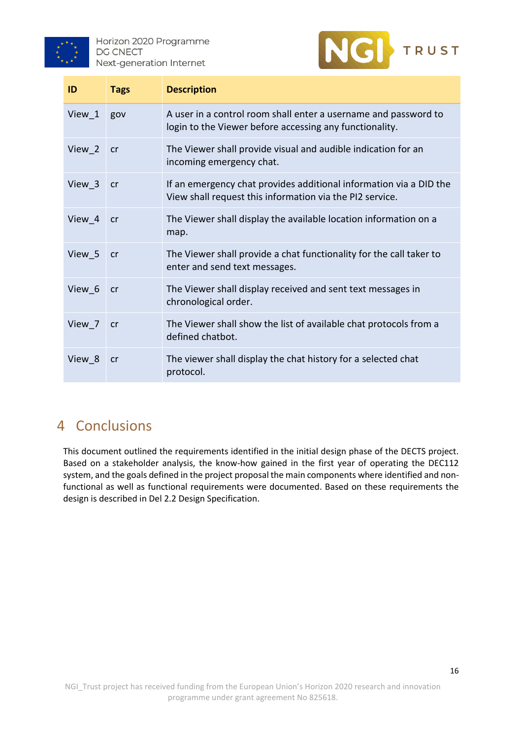| ID | Tags | Description |
|---|---|---|
| View_1 | gov | A user in a control room shall enter a username and password to login to the Viewer before accessing any functionality. |
| View_2 | cr | The Viewer shall provide visual and audible indication for an incoming emergency chat. |
| View_3 | cr | If an emergency chat provides additional information via a DID the View shall request this information via the PI2 service. |
| View_4 | cr | The Viewer shall display the available location information on a map. |
| View_5 | cr | The Viewer shall provide a chat functionality for the call taker to enter and send text messages. |
| View_6 | cr | The Viewer shall display received and sent text messages in chronological order. |
| View_7 | cr | The Viewer shall show the list of available chat protocols from a defined chatbot. |
| View_8 | cr | The viewer shall display the chat history for a selected chat protocol. |

# 4 Conclusions

This document outlined the requirements identified in the initial design phase of the DECTS project. Based on a stakeholder analysis, the know-how gained in the first year of operating the DEC112 system, and the goals defined in the project proposal the main components where identified and non-functional as well as functional requirements were documented. Based on these requirements the design is described in Del 2.2 Design Specification.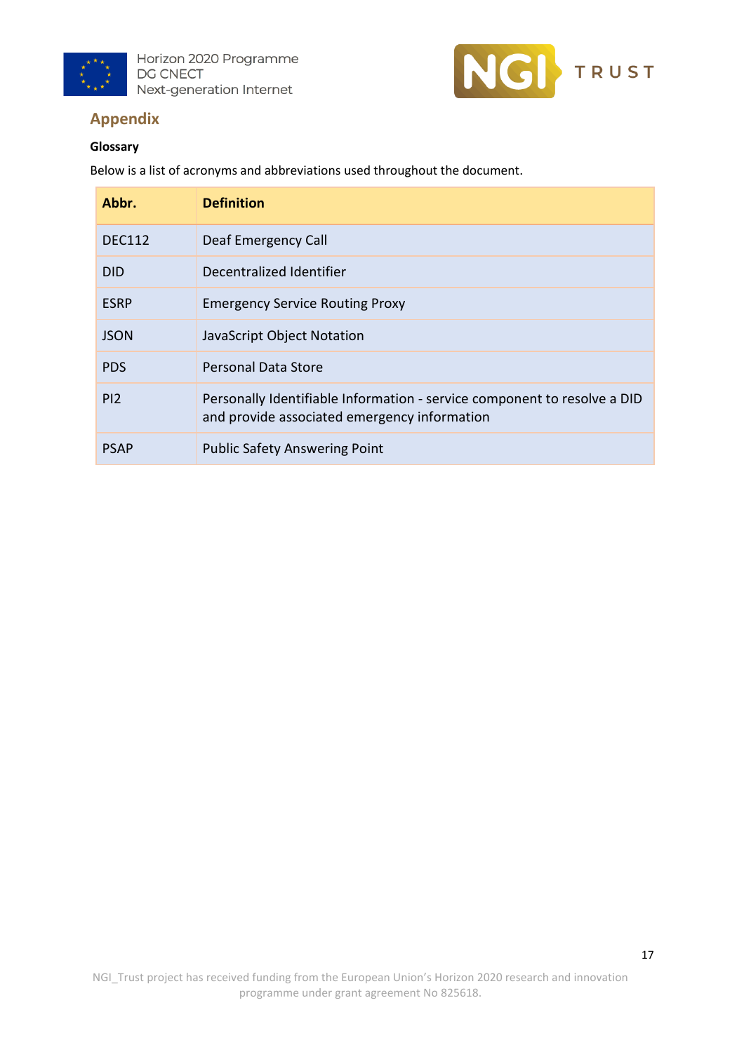## Appendix

**Glossary**

Below is a list of acronyms and abbreviations used throughout the document.

| Abbr. | Definition |
|---|---|
| DEC112 | Deaf Emergency Call |
| DID | Decentralized Identifier |
| ESRP | Emergency Service Routing Proxy |
| JSON | JavaScript Object Notation |
| PDS | Personal Data Store |
| PI2 | Personally Identifiable Information - service component to resolve a DID and provide associated emergency information |
| PSAP | Public Safety Answering Point |